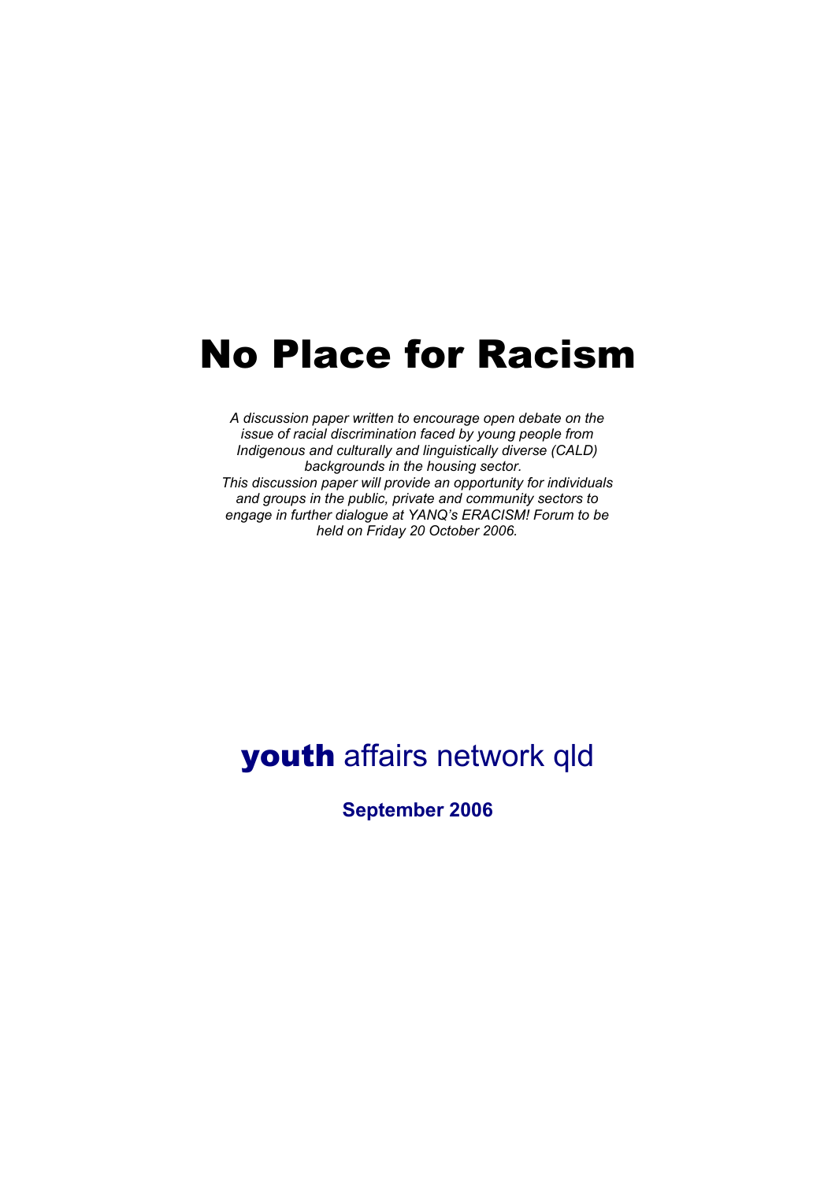# No Place for Racism

*A discussion paper written to encourage open debate on the issue of racial discrimination faced by young people from Indigenous and culturally and linguistically diverse (CALD) backgrounds in the housing sector.*
*This discussion paper will provide an opportunity for individuals and groups in the public, private and community sectors to engage in further dialogue at YANQ's ERACISM! Forum to be held on Friday 20 October 2006.*

**youth** affairs network qld

**September 2006**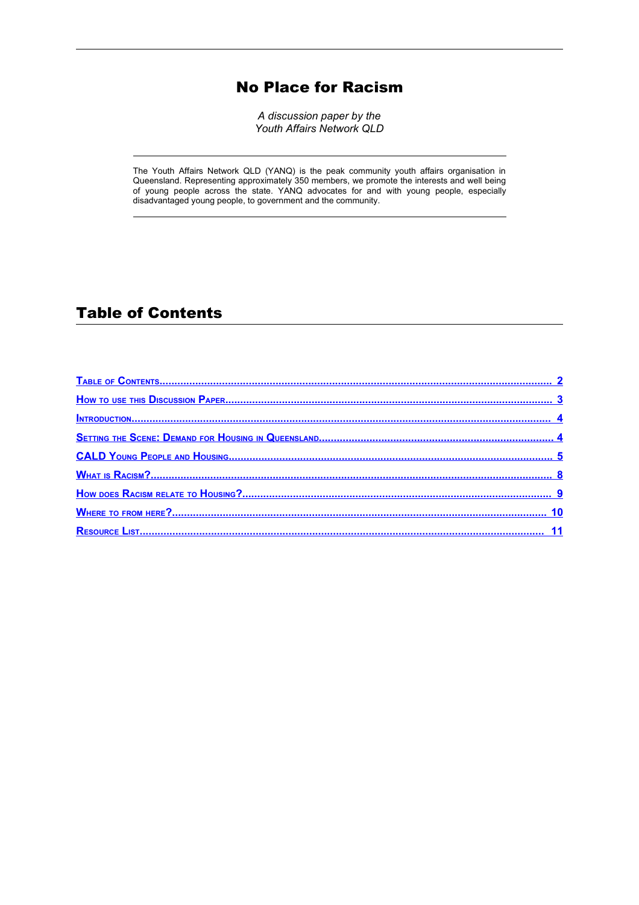# No Place for Racism

*A discussion paper by the*
*Youth Affairs Network QLD*

---

The Youth Affairs Network QLD (YANQ) is the peak community youth affairs organisation in Queensland. Representing approximately 350 members, we promote the interests and well being of young people across the state. YANQ advocates for and with young people, especially disadvantaged young people, to government and the community.

---

## Table of Contents

- Table of Contents ........ 2
- How to use this Discussion Paper ........ 3
- Introduction ........ 4
- Setting the Scene: Demand for Housing in Queensland ........ 4
- CALD Young People and Housing ........ 5
- What is Racism? ........ 8
- How does Racism relate to Housing? ........ 9
- Where to from here? ........ 10
- Resource List ........ 11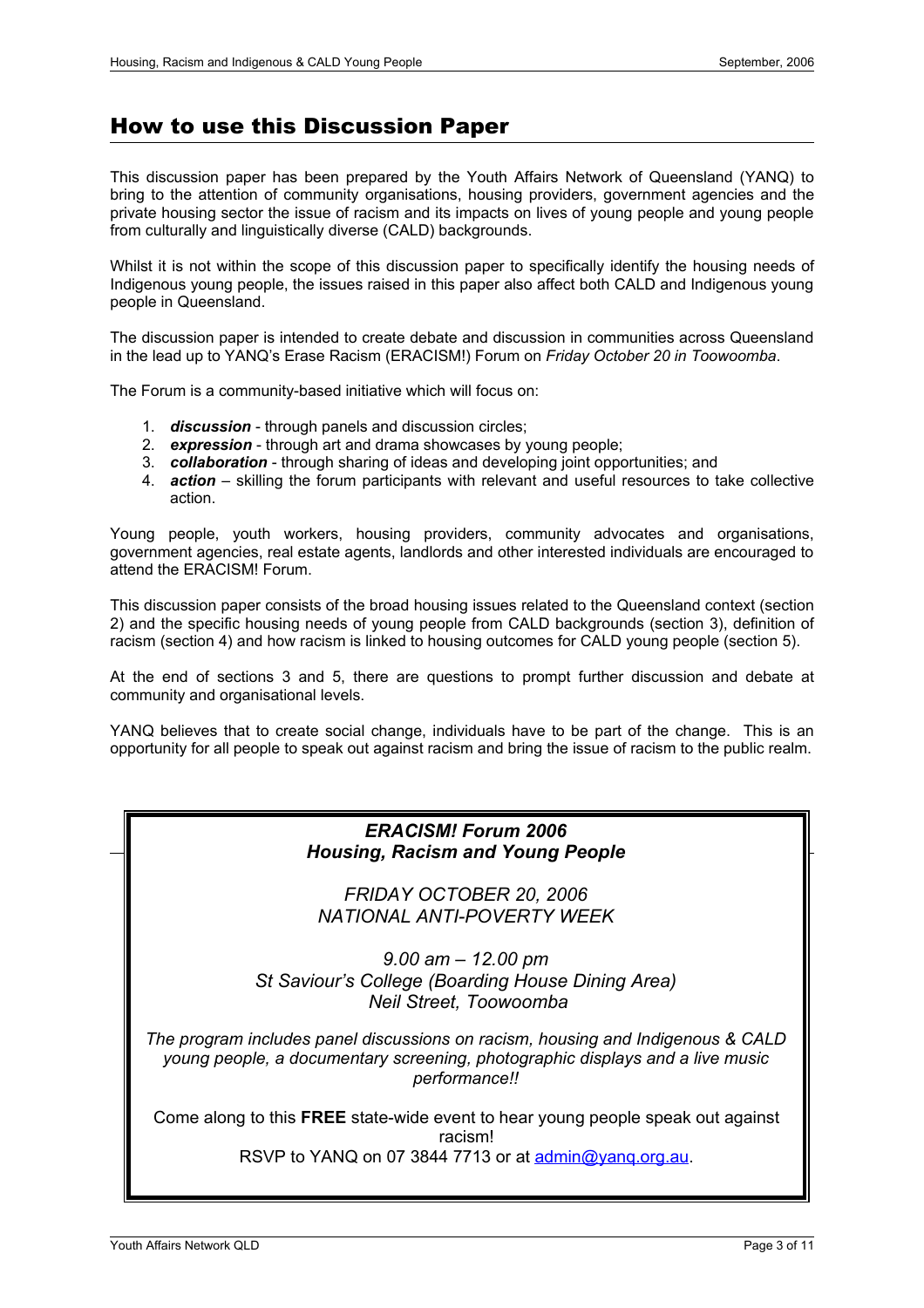## How to use this Discussion Paper

This discussion paper has been prepared by the Youth Affairs Network of Queensland (YANQ) to bring to the attention of community organisations, housing providers, government agencies and the private housing sector the issue of racism and its impacts on lives of young people and young people from culturally and linguistically diverse (CALD) backgrounds.

Whilst it is not within the scope of this discussion paper to specifically identify the housing needs of Indigenous young people, the issues raised in this paper also affect both CALD and Indigenous young people in Queensland.

The discussion paper is intended to create debate and discussion in communities across Queensland in the lead up to YANQ's Erase Racism (ERACISM!) Forum on *Friday October 20 in Toowoomba*.

The Forum is a community-based initiative which will focus on:

1. ***discussion*** - through panels and discussion circles;
2. ***expression*** - through art and drama showcases by young people;
3. ***collaboration*** - through sharing of ideas and developing joint opportunities; and
4. ***action*** – skilling the forum participants with relevant and useful resources to take collective action.

Young people, youth workers, housing providers, community advocates and organisations, government agencies, real estate agents, landlords and other interested individuals are encouraged to attend the ERACISM! Forum.

This discussion paper consists of the broad housing issues related to the Queensland context (section 2) and the specific housing needs of young people from CALD backgrounds (section 3), definition of racism (section 4) and how racism is linked to housing outcomes for CALD young people (section 5).

At the end of sections 3 and 5, there are questions to prompt further discussion and debate at community and organisational levels.

YANQ believes that to create social change, individuals have to be part of the change. This is an opportunity for all people to speak out against racism and bring the issue of racism to the public realm.

***ERACISM! Forum 2006***
***Housing, Racism and Young People***

*FRIDAY OCTOBER 20, 2006*
*NATIONAL ANTI-POVERTY WEEK*

*9.00 am – 12.00 pm*
*St Saviour's College (Boarding House Dining Area)*
*Neil Street, Toowoomba*

*The program includes panel discussions on racism, housing and Indigenous & CALD young people, a documentary screening, photographic displays and a live music performance!!*

Come along to this **FREE** state-wide event to hear young people speak out against racism!
RSVP to YANQ on 07 3844 7713 or at admin@yanq.org.au.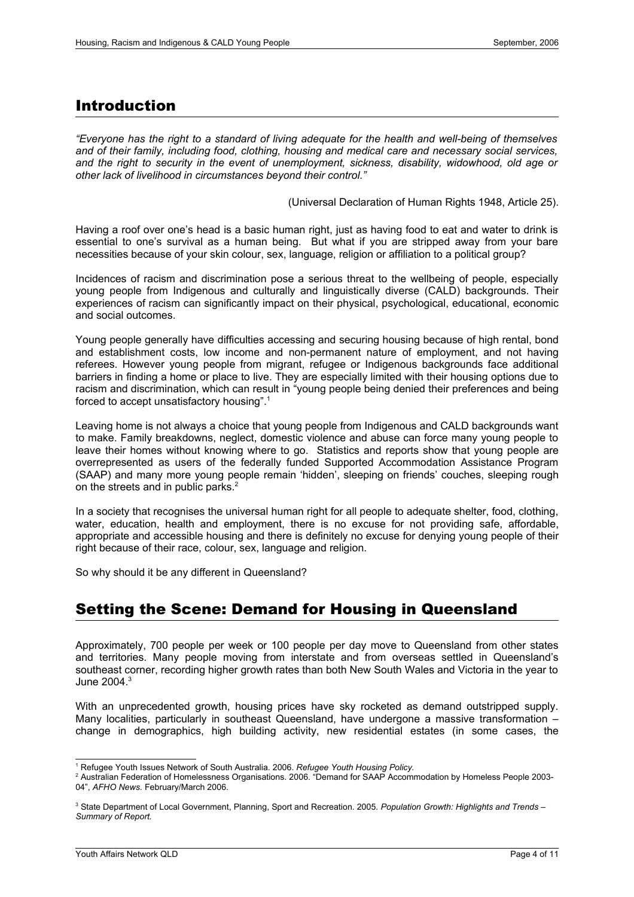## Introduction

*"Everyone has the right to a standard of living adequate for the health and well-being of themselves and of their family, including food, clothing, housing and medical care and necessary social services, and the right to security in the event of unemployment, sickness, disability, widowhood, old age or other lack of livelihood in circumstances beyond their control."*

(Universal Declaration of Human Rights 1948, Article 25).

Having a roof over one's head is a basic human right, just as having food to eat and water to drink is essential to one's survival as a human being. But what if you are stripped away from your bare necessities because of your skin colour, sex, language, religion or affiliation to a political group?

Incidences of racism and discrimination pose a serious threat to the wellbeing of people, especially young people from Indigenous and culturally and linguistically diverse (CALD) backgrounds. Their experiences of racism can significantly impact on their physical, psychological, educational, economic and social outcomes.

Young people generally have difficulties accessing and securing housing because of high rental, bond and establishment costs, low income and non-permanent nature of employment, and not having referees. However young people from migrant, refugee or Indigenous backgrounds face additional barriers in finding a home or place to live. They are especially limited with their housing options due to racism and discrimination, which can result in "young people being denied their preferences and being forced to accept unsatisfactory housing".[1]

Leaving home is not always a choice that young people from Indigenous and CALD backgrounds want to make. Family breakdowns, neglect, domestic violence and abuse can force many young people to leave their homes without knowing where to go. Statistics and reports show that young people are overrepresented as users of the federally funded Supported Accommodation Assistance Program (SAAP) and many more young people remain 'hidden', sleeping on friends' couches, sleeping rough on the streets and in public parks.[2]

In a society that recognises the universal human right for all people to adequate shelter, food, clothing, water, education, health and employment, there is no excuse for not providing safe, affordable, appropriate and accessible housing and there is definitely no excuse for denying young people of their right because of their race, colour, sex, language and religion.

So why should it be any different in Queensland?

## Setting the Scene: Demand for Housing in Queensland

Approximately, 700 people per week or 100 people per day move to Queensland from other states and territories. Many people moving from interstate and from overseas settled in Queensland's southeast corner, recording higher growth rates than both New South Wales and Victoria in the year to June 2004.[3]

With an unprecedented growth, housing prices have sky rocketed as demand outstripped supply. Many localities, particularly in southeast Queensland, have undergone a massive transformation – change in demographics, high building activity, new residential estates (in some cases, the

---

[1] Refugee Youth Issues Network of South Australia. 2006. *Refugee Youth Housing Policy.*

[2] Australian Federation of Homelessness Organisations. 2006. "Demand for SAAP Accommodation by Homeless People 2003-04", *AFHO News.* February/March 2006.

[3] State Department of Local Government, Planning, Sport and Recreation. 2005. *Population Growth: Highlights and Trends – Summary of Report.*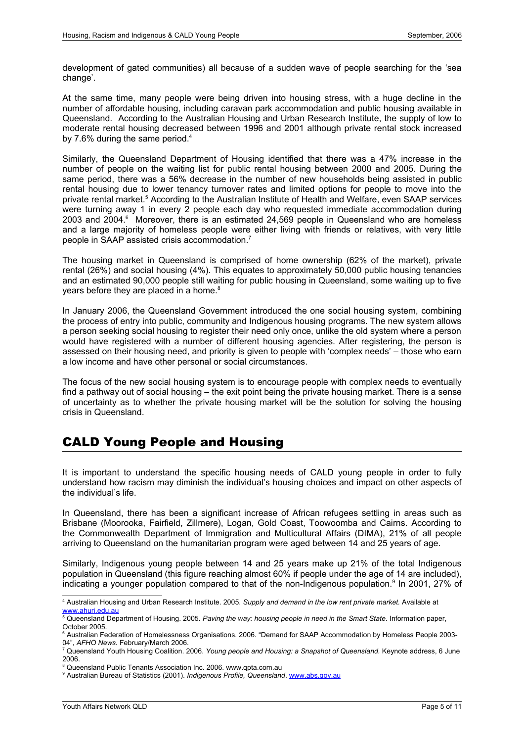development of gated communities) all because of a sudden wave of people searching for the 'sea change'.

At the same time, many people were being driven into housing stress, with a huge decline in the number of affordable housing, including caravan park accommodation and public housing available in Queensland. According to the Australian Housing and Urban Research Institute, the supply of low to moderate rental housing decreased between 1996 and 2001 although private rental stock increased by 7.6% during the same period.[4]

Similarly, the Queensland Department of Housing identified that there was a 47% increase in the number of people on the waiting list for public rental housing between 2000 and 2005. During the same period, there was a 56% decrease in the number of new households being assisted in public rental housing due to lower tenancy turnover rates and limited options for people to move into the private rental market.[5] According to the Australian Institute of Health and Welfare, even SAAP services were turning away 1 in every 2 people each day who requested immediate accommodation during 2003 and 2004.[6] Moreover, there is an estimated 24,569 people in Queensland who are homeless and a large majority of homeless people were either living with friends or relatives, with very little people in SAAP assisted crisis accommodation.[7]

The housing market in Queensland is comprised of home ownership (62% of the market), private rental (26%) and social housing (4%). This equates to approximately 50,000 public housing tenancies and an estimated 90,000 people still waiting for public housing in Queensland, some waiting up to five years before they are placed in a home.[8]

In January 2006, the Queensland Government introduced the one social housing system, combining the process of entry into public, community and Indigenous housing programs. The new system allows a person seeking social housing to register their need only once, unlike the old system where a person would have registered with a number of different housing agencies. After registering, the person is assessed on their housing need, and priority is given to people with 'complex needs' – those who earn a low income and have other personal or social circumstances.

The focus of the new social housing system is to encourage people with complex needs to eventually find a pathway out of social housing – the exit point being the private housing market. There is a sense of uncertainty as to whether the private housing market will be the solution for solving the housing crisis in Queensland.

## CALD Young People and Housing

It is important to understand the specific housing needs of CALD young people in order to fully understand how racism may diminish the individual's housing choices and impact on other aspects of the individual's life.

In Queensland, there has been a significant increase of African refugees settling in areas such as Brisbane (Moorooka, Fairfield, Zillmere), Logan, Gold Coast, Toowoomba and Cairns. According to the Commonwealth Department of Immigration and Multicultural Affairs (DIMA), 21% of all people arriving to Queensland on the humanitarian program were aged between 14 and 25 years of age.

Similarly, Indigenous young people between 14 and 25 years make up 21% of the total Indigenous population in Queensland (this figure reaching almost 60% if people under the age of 14 are included), indicating a younger population compared to that of the non-Indigenous population.[9] In 2001, 27% of

---

[4] Australian Housing and Urban Research Institute. 2005. *Supply and demand in the low rent private market.* Available at www.ahuri.edu.au

[5] Queensland Department of Housing. 2005. *Paving the way: housing people in need in the Smart State.* Information paper, October 2005.

[6] Australian Federation of Homelessness Organisations. 2006. "Demand for SAAP Accommodation by Homeless People 2003-04", *AFHO News.* February/March 2006.

[7] Queensland Youth Housing Coalition. 2006. *Young people and Housing: a Snapshot of Queensland.* Keynote address, 6 June 2006.

[8] Queensland Public Tenants Association Inc. 2006. www.qpta.com.au

[9] Australian Bureau of Statistics (2001). *Indigenous Profile, Queensland*. www.abs.gov.au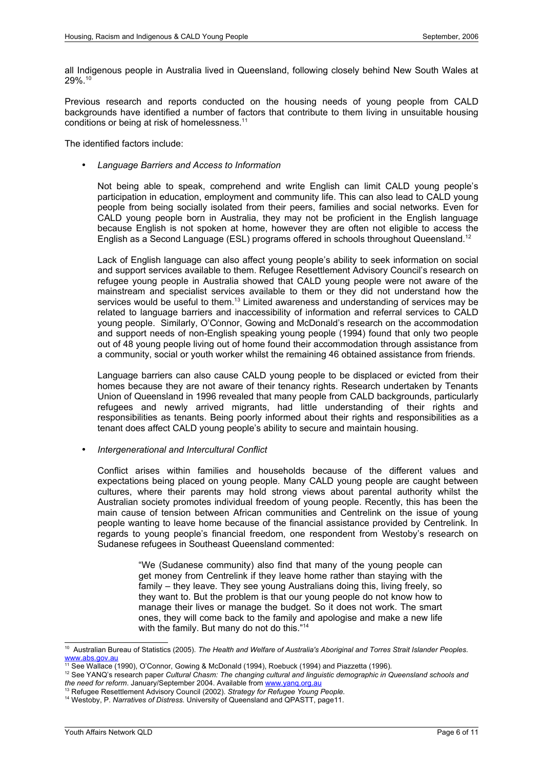all Indigenous people in Australia lived in Queensland, following closely behind New South Wales at 29%.[10]

Previous research and reports conducted on the housing needs of young people from CALD backgrounds have identified a number of factors that contribute to them living in unsuitable housing conditions or being at risk of homelessness.[11]

The identified factors include:

- *Language Barriers and Access to Information*

  Not being able to speak, comprehend and write English can limit CALD young people's participation in education, employment and community life. This can also lead to CALD young people from being socially isolated from their peers, families and social networks. Even for CALD young people born in Australia, they may not be proficient in the English language because English is not spoken at home, however they are often not eligible to access the English as a Second Language (ESL) programs offered in schools throughout Queensland.[12]

  Lack of English language can also affect young people's ability to seek information on social and support services available to them. Refugee Resettlement Advisory Council's research on refugee young people in Australia showed that CALD young people were not aware of the mainstream and specialist services available to them or they did not understand how the services would be useful to them.[13] Limited awareness and understanding of services may be related to language barriers and inaccessibility of information and referral services to CALD young people. Similarly, O'Connor, Gowing and McDonald's research on the accommodation and support needs of non-English speaking young people (1994) found that only two people out of 48 young people living out of home found their accommodation through assistance from a community, social or youth worker whilst the remaining 46 obtained assistance from friends.

  Language barriers can also cause CALD young people to be displaced or evicted from their homes because they are not aware of their tenancy rights. Research undertaken by Tenants Union of Queensland in 1996 revealed that many people from CALD backgrounds, particularly refugees and newly arrived migrants, had little understanding of their rights and responsibilities as tenants. Being poorly informed about their rights and responsibilities as a tenant does affect CALD young people's ability to secure and maintain housing.

- *Intergenerational and Intercultural Conflict*

  Conflict arises within families and households because of the different values and expectations being placed on young people. Many CALD young people are caught between cultures, where their parents may hold strong views about parental authority whilst the Australian society promotes individual freedom of young people. Recently, this has been the main cause of tension between African communities and Centrelink on the issue of young people wanting to leave home because of the financial assistance provided by Centrelink. In regards to young people's financial freedom, one respondent from Westoby's research on Sudanese refugees in Southeast Queensland commented:

  > "We (Sudanese community) also find that many of the young people can get money from Centrelink if they leave home rather than staying with the family – they leave. They see young Australians doing this, living freely, so they want to. But the problem is that our young people do not know how to manage their lives or manage the budget. So it does not work. The smart ones, they will come back to the family and apologise and make a new life with the family. But many do not do this."[14]

---

[10] Australian Bureau of Statistics (2005). *The Health and Welfare of Australia's Aboriginal and Torres Strait Islander Peoples*. www.abs.gov.au

[11] See Wallace (1990), O'Connor, Gowing & McDonald (1994), Roebuck (1994) and Piazzetta (1996).

[12] See YANQ's research paper *Cultural Chasm: The changing cultural and linguistic demographic in Queensland schools and the need for reform*. January/September 2004. Available from www.yanq.org.au

[13] Refugee Resettlement Advisory Council (2002). *Strategy for Refugee Young People.*

[14] Westoby, P. *Narratives of Distress.* University of Queensland and QPASTT, page11.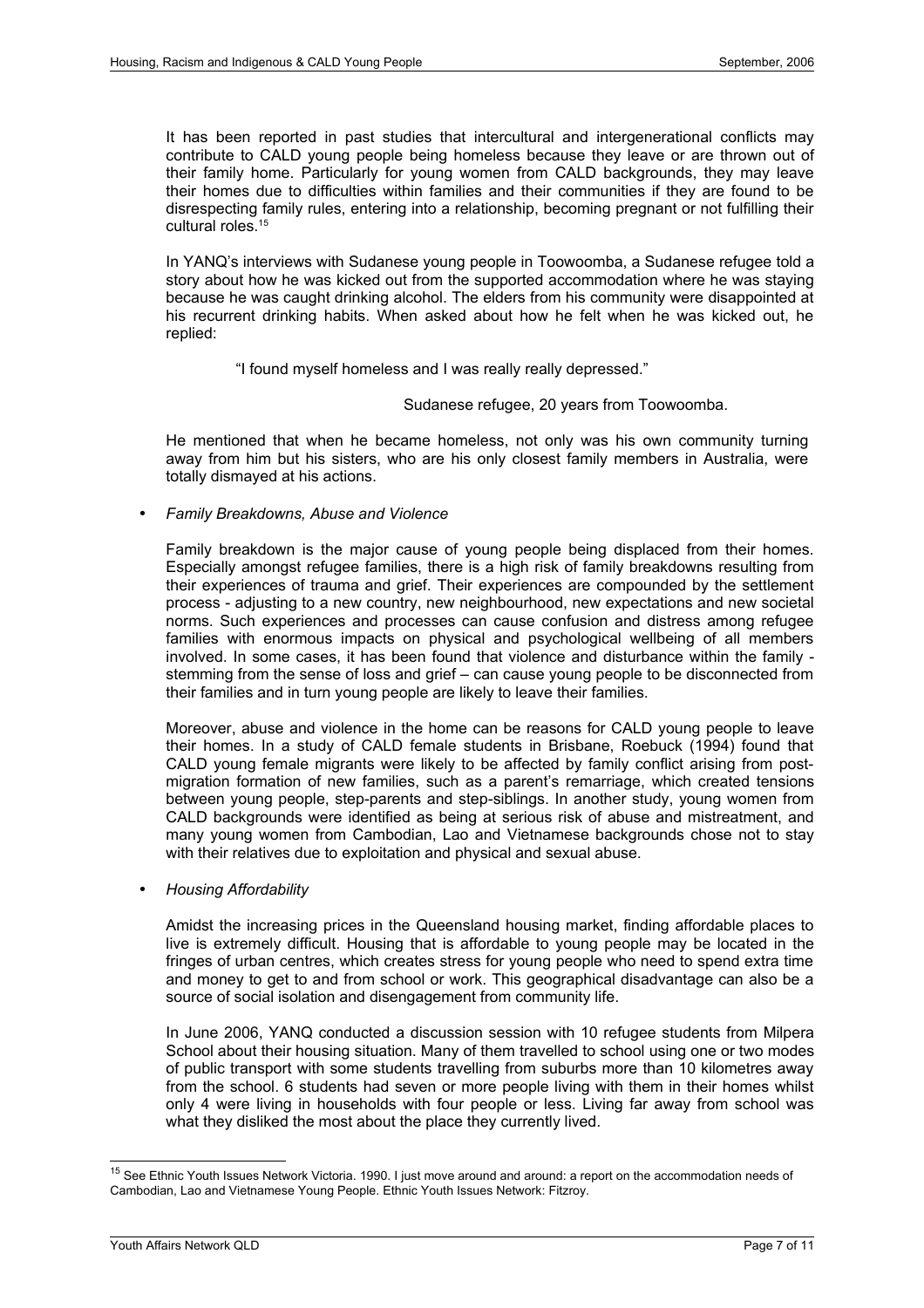It has been reported in past studies that intercultural and intergenerational conflicts may contribute to CALD young people being homeless because they leave or are thrown out of their family home. Particularly for young women from CALD backgrounds, they may leave their homes due to difficulties within families and their communities if they are found to be disrespecting family rules, entering into a relationship, becoming pregnant or not fulfilling their cultural roles.[15]

In YANQ's interviews with Sudanese young people in Toowoomba, a Sudanese refugee told a story about how he was kicked out from the supported accommodation where he was staying because he was caught drinking alcohol. The elders from his community were disappointed at his recurrent drinking habits. When asked about how he felt when he was kicked out, he replied:

> "I found myself homeless and I was really really depressed."
>
> Sudanese refugee, 20 years from Toowoomba.

He mentioned that when he became homeless, not only was his own community turning away from him but his sisters, who are his only closest family members in Australia, were totally dismayed at his actions.

- *Family Breakdowns, Abuse and Violence*

Family breakdown is the major cause of young people being displaced from their homes. Especially amongst refugee families, there is a high risk of family breakdowns resulting from their experiences of trauma and grief. Their experiences are compounded by the settlement process - adjusting to a new country, new neighbourhood, new expectations and new societal norms. Such experiences and processes can cause confusion and distress among refugee families with enormous impacts on physical and psychological wellbeing of all members involved. In some cases, it has been found that violence and disturbance within the family - stemming from the sense of loss and grief – can cause young people to be disconnected from their families and in turn young people are likely to leave their families.

Moreover, abuse and violence in the home can be reasons for CALD young people to leave their homes. In a study of CALD female students in Brisbane, Roebuck (1994) found that CALD young female migrants were likely to be affected by family conflict arising from post-migration formation of new families, such as a parent's remarriage, which created tensions between young people, step-parents and step-siblings. In another study, young women from CALD backgrounds were identified as being at serious risk of abuse and mistreatment, and many young women from Cambodian, Lao and Vietnamese backgrounds chose not to stay with their relatives due to exploitation and physical and sexual abuse.

- *Housing Affordability*

Amidst the increasing prices in the Queensland housing market, finding affordable places to live is extremely difficult. Housing that is affordable to young people may be located in the fringes of urban centres, which creates stress for young people who need to spend extra time and money to get to and from school or work. This geographical disadvantage can also be a source of social isolation and disengagement from community life.

In June 2006, YANQ conducted a discussion session with 10 refugee students from Milpera School about their housing situation. Many of them travelled to school using one or two modes of public transport with some students travelling from suburbs more than 10 kilometres away from the school. 6 students had seven or more people living with them in their homes whilst only 4 were living in households with four people or less. Living far away from school was what they disliked the most about the place they currently lived.

---

[15] See Ethnic Youth Issues Network Victoria. 1990. I just move around and around: a report on the accommodation needs of Cambodian, Lao and Vietnamese Young People. Ethnic Youth Issues Network: Fitzroy.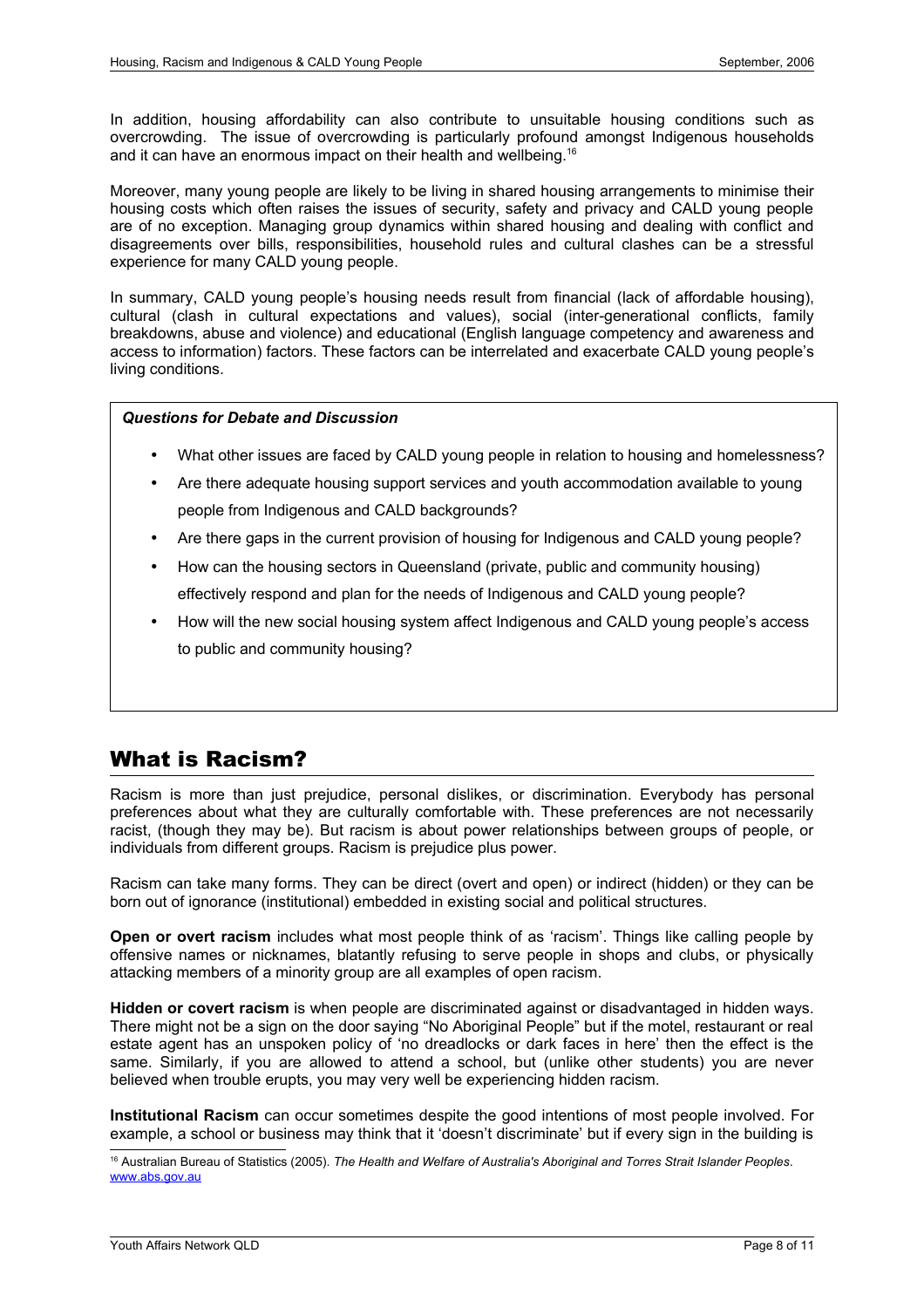In addition, housing affordability can also contribute to unsuitable housing conditions such as overcrowding. The issue of overcrowding is particularly profound amongst Indigenous households and it can have an enormous impact on their health and wellbeing.[16]

Moreover, many young people are likely to be living in shared housing arrangements to minimise their housing costs which often raises the issues of security, safety and privacy and CALD young people are of no exception. Managing group dynamics within shared housing and dealing with conflict and disagreements over bills, responsibilities, household rules and cultural clashes can be a stressful experience for many CALD young people.

In summary, CALD young people's housing needs result from financial (lack of affordable housing), cultural (clash in cultural expectations and values), social (inter-generational conflicts, family breakdowns, abuse and violence) and educational (English language competency and awareness and access to information) factors. These factors can be interrelated and exacerbate CALD young people's living conditions.

***Questions for Debate and Discussion***

- What other issues are faced by CALD young people in relation to housing and homelessness?
- Are there adequate housing support services and youth accommodation available to young people from Indigenous and CALD backgrounds?
- Are there gaps in the current provision of housing for Indigenous and CALD young people?
- How can the housing sectors in Queensland (private, public and community housing) effectively respond and plan for the needs of Indigenous and CALD young people?
- How will the new social housing system affect Indigenous and CALD young people's access to public and community housing?

# What is Racism?

Racism is more than just prejudice, personal dislikes, or discrimination. Everybody has personal preferences about what they are culturally comfortable with. These preferences are not necessarily racist, (though they may be). But racism is about power relationships between groups of people, or individuals from different groups. Racism is prejudice plus power.

Racism can take many forms. They can be direct (overt and open) or indirect (hidden) or they can be born out of ignorance (institutional) embedded in existing social and political structures.

**Open or overt racism** includes what most people think of as 'racism'. Things like calling people by offensive names or nicknames, blatantly refusing to serve people in shops and clubs, or physically attacking members of a minority group are all examples of open racism.

**Hidden or covert racism** is when people are discriminated against or disadvantaged in hidden ways. There might not be a sign on the door saying "No Aboriginal People" but if the motel, restaurant or real estate agent has an unspoken policy of 'no dreadlocks or dark faces in here' then the effect is the same. Similarly, if you are allowed to attend a school, but (unlike other students) you are never believed when trouble erupts, you may very well be experiencing hidden racism.

**Institutional Racism** can occur sometimes despite the good intentions of most people involved. For example, a school or business may think that it 'doesn't discriminate' but if every sign in the building is

---

[16] Australian Bureau of Statistics (2005). *The Health and Welfare of Australia's Aboriginal and Torres Strait Islander Peoples*. www.abs.gov.au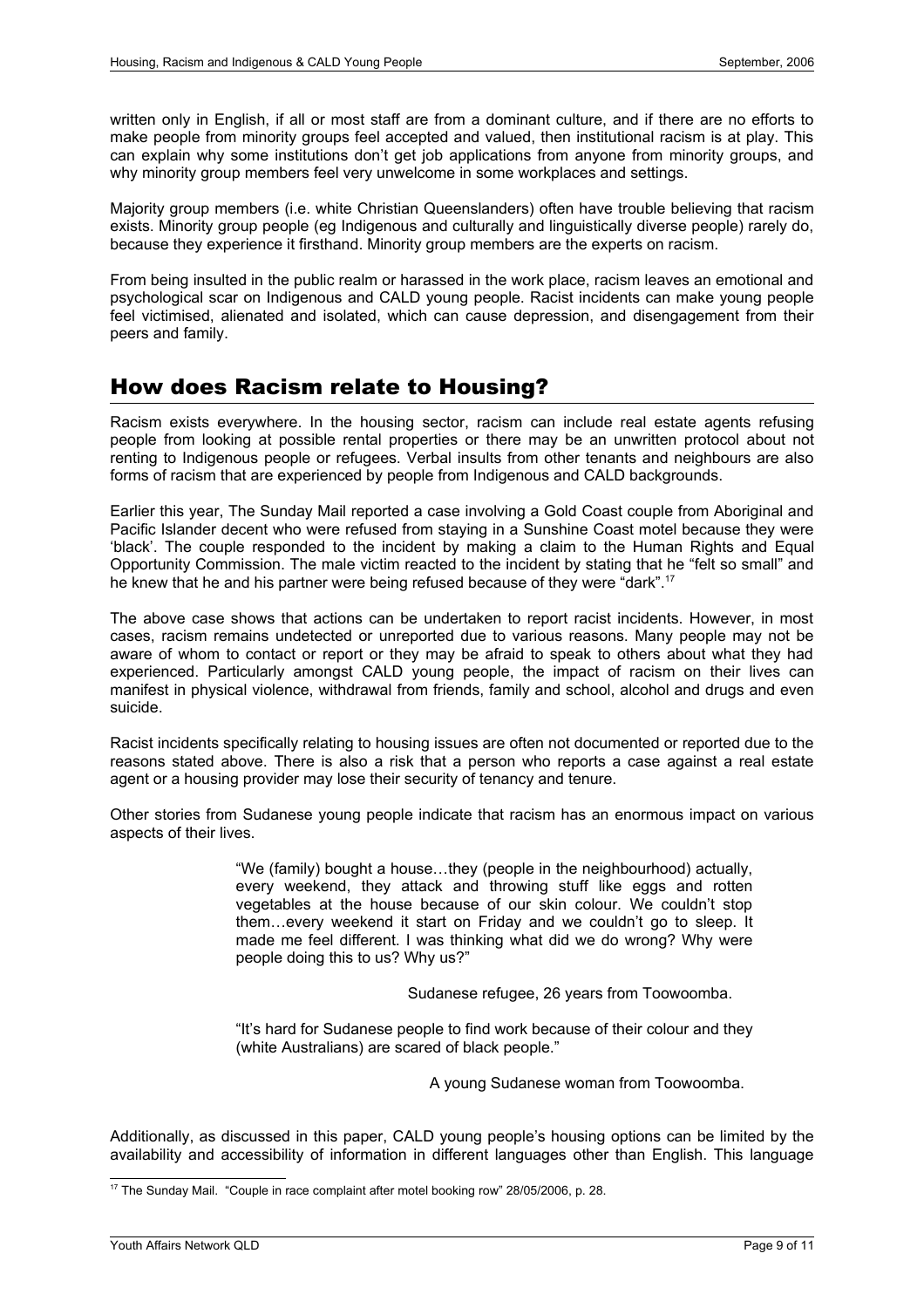written only in English, if all or most staff are from a dominant culture, and if there are no efforts to make people from minority groups feel accepted and valued, then institutional racism is at play. This can explain why some institutions don't get job applications from anyone from minority groups, and why minority group members feel very unwelcome in some workplaces and settings.

Majority group members (i.e. white Christian Queenslanders) often have trouble believing that racism exists. Minority group people (eg Indigenous and culturally and linguistically diverse people) rarely do, because they experience it firsthand. Minority group members are the experts on racism.

From being insulted in the public realm or harassed in the work place, racism leaves an emotional and psychological scar on Indigenous and CALD young people. Racist incidents can make young people feel victimised, alienated and isolated, which can cause depression, and disengagement from their peers and family.

## How does Racism relate to Housing?

Racism exists everywhere. In the housing sector, racism can include real estate agents refusing people from looking at possible rental properties or there may be an unwritten protocol about not renting to Indigenous people or refugees. Verbal insults from other tenants and neighbours are also forms of racism that are experienced by people from Indigenous and CALD backgrounds.

Earlier this year, The Sunday Mail reported a case involving a Gold Coast couple from Aboriginal and Pacific Islander decent who were refused from staying in a Sunshine Coast motel because they were 'black'. The couple responded to the incident by making a claim to the Human Rights and Equal Opportunity Commission. The male victim reacted to the incident by stating that he "felt so small" and he knew that he and his partner were being refused because of they were "dark".[17]

The above case shows that actions can be undertaken to report racist incidents. However, in most cases, racism remains undetected or unreported due to various reasons. Many people may not be aware of whom to contact or report or they may be afraid to speak to others about what they had experienced. Particularly amongst CALD young people, the impact of racism on their lives can manifest in physical violence, withdrawal from friends, family and school, alcohol and drugs and even suicide.

Racist incidents specifically relating to housing issues are often not documented or reported due to the reasons stated above. There is also a risk that a person who reports a case against a real estate agent or a housing provider may lose their security of tenancy and tenure.

Other stories from Sudanese young people indicate that racism has an enormous impact on various aspects of their lives.

> "We (family) bought a house…they (people in the neighbourhood) actually, every weekend, they attack and throwing stuff like eggs and rotten vegetables at the house because of our skin colour. We couldn't stop them…every weekend it start on Friday and we couldn't go to sleep. It made me feel different. I was thinking what did we do wrong? Why were people doing this to us? Why us?"
>
> Sudanese refugee, 26 years from Toowoomba.

> "It's hard for Sudanese people to find work because of their colour and they (white Australians) are scared of black people."
>
> A young Sudanese woman from Toowoomba.

Additionally, as discussed in this paper, CALD young people's housing options can be limited by the availability and accessibility of information in different languages other than English. This language

---

[17] The Sunday Mail. "Couple in race complaint after motel booking row" 28/05/2006, p. 28.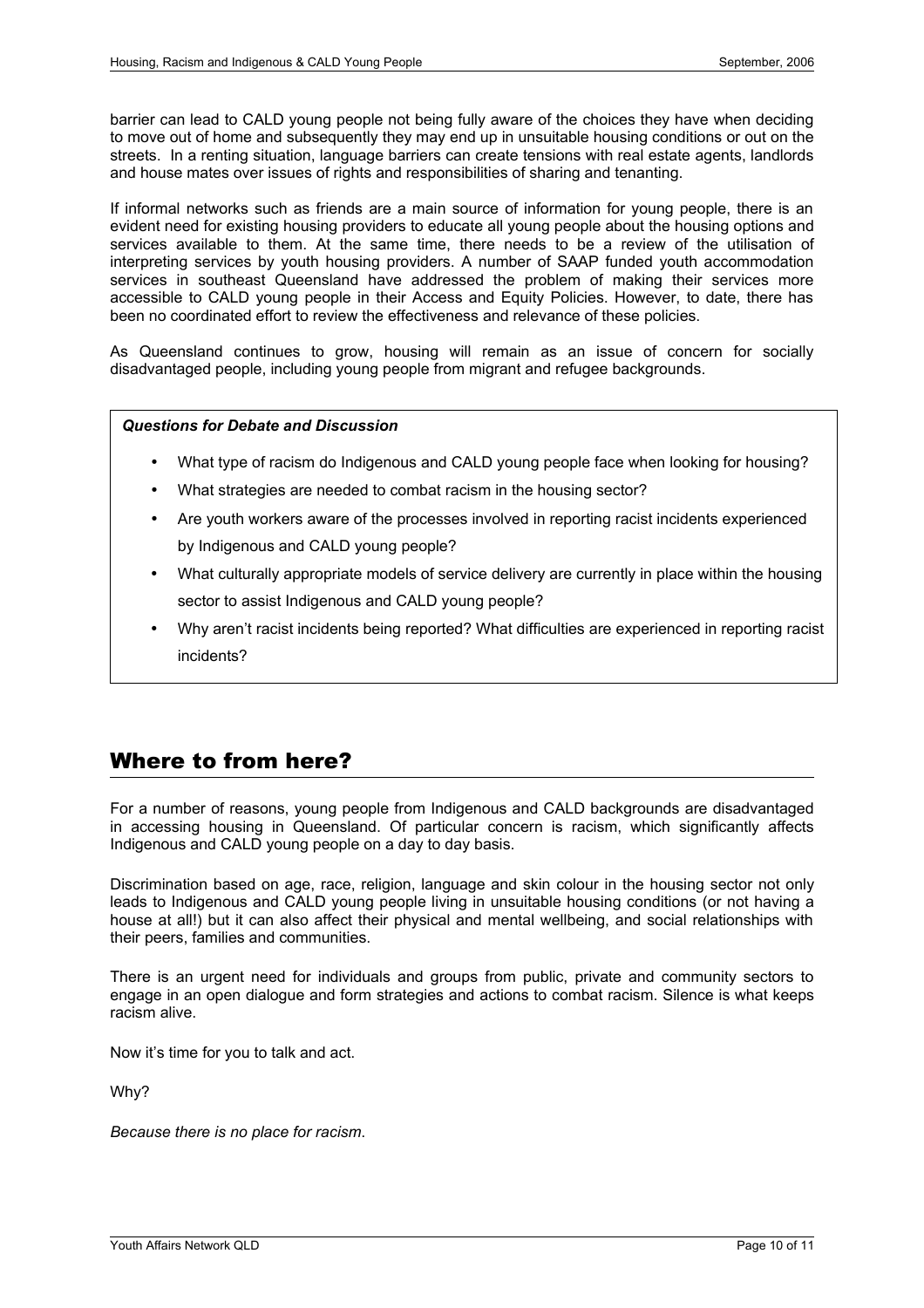barrier can lead to CALD young people not being fully aware of the choices they have when deciding to move out of home and subsequently they may end up in unsuitable housing conditions or out on the streets. In a renting situation, language barriers can create tensions with real estate agents, landlords and house mates over issues of rights and responsibilities of sharing and tenanting.

If informal networks such as friends are a main source of information for young people, there is an evident need for existing housing providers to educate all young people about the housing options and services available to them. At the same time, there needs to be a review of the utilisation of interpreting services by youth housing providers. A number of SAAP funded youth accommodation services in southeast Queensland have addressed the problem of making their services more accessible to CALD young people in their Access and Equity Policies. However, to date, there has been no coordinated effort to review the effectiveness and relevance of these policies.

As Queensland continues to grow, housing will remain as an issue of concern for socially disadvantaged people, including young people from migrant and refugee backgrounds.

***Questions for Debate and Discussion***

- What type of racism do Indigenous and CALD young people face when looking for housing?
- What strategies are needed to combat racism in the housing sector?
- Are youth workers aware of the processes involved in reporting racist incidents experienced by Indigenous and CALD young people?
- What culturally appropriate models of service delivery are currently in place within the housing sector to assist Indigenous and CALD young people?
- Why aren't racist incidents being reported? What difficulties are experienced in reporting racist incidents?

## Where to from here?

For a number of reasons, young people from Indigenous and CALD backgrounds are disadvantaged in accessing housing in Queensland. Of particular concern is racism, which significantly affects Indigenous and CALD young people on a day to day basis.

Discrimination based on age, race, religion, language and skin colour in the housing sector not only leads to Indigenous and CALD young people living in unsuitable housing conditions (or not having a house at all!) but it can also affect their physical and mental wellbeing, and social relationships with their peers, families and communities.

There is an urgent need for individuals and groups from public, private and community sectors to engage in an open dialogue and form strategies and actions to combat racism. Silence is what keeps racism alive.

Now it's time for you to talk and act.

Why?

*Because there is no place for racism*.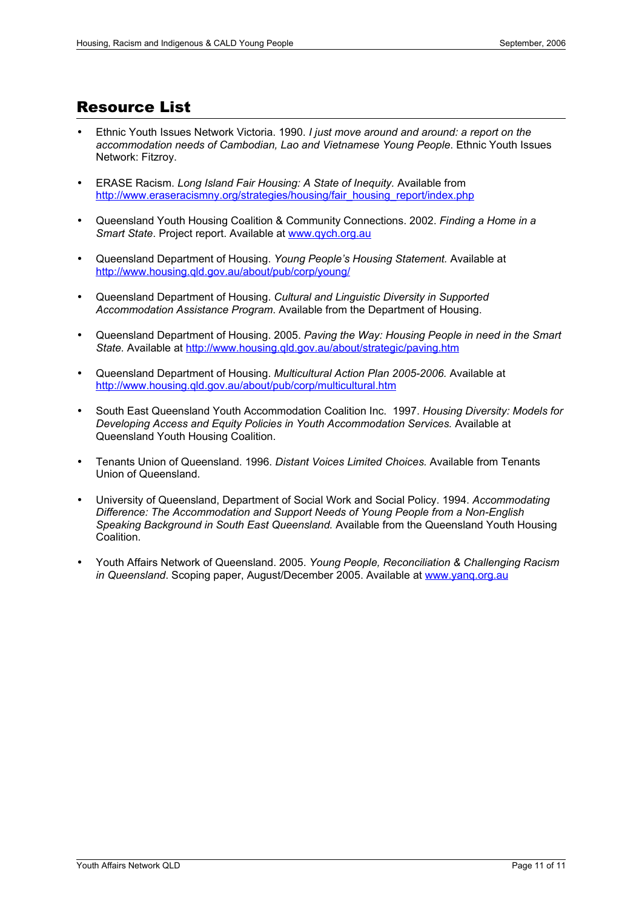## Resource List

- Ethnic Youth Issues Network Victoria. 1990. *I just move around and around: a report on the accommodation needs of Cambodian, Lao and Vietnamese Young People*. Ethnic Youth Issues Network: Fitzroy.

- ERASE Racism. *Long Island Fair Housing: A State of Inequity.* Available from http://www.eraseracismny.org/strategies/housing/fair_housing_report/index.php

- Queensland Youth Housing Coalition & Community Connections. 2002. *Finding a Home in a Smart State*. Project report. Available at www.qych.org.au

- Queensland Department of Housing. *Young People's Housing Statement.* Available at http://www.housing.qld.gov.au/about/pub/corp/young/

- Queensland Department of Housing. *Cultural and Linguistic Diversity in Supported Accommodation Assistance Program*. Available from the Department of Housing.

- Queensland Department of Housing. 2005. *Paving the Way: Housing People in need in the Smart State.* Available at http://www.housing.qld.gov.au/about/strategic/paving.htm

- Queensland Department of Housing. *Multicultural Action Plan 2005-2006.* Available at http://www.housing.qld.gov.au/about/pub/corp/multicultural.htm

- South East Queensland Youth Accommodation Coalition Inc. 1997. *Housing Diversity: Models for Developing Access and Equity Policies in Youth Accommodation Services.* Available at Queensland Youth Housing Coalition.

- Tenants Union of Queensland. 1996. *Distant Voices Limited Choices.* Available from Tenants Union of Queensland.

- University of Queensland, Department of Social Work and Social Policy. 1994. *Accommodating Difference: The Accommodation and Support Needs of Young People from a Non-English Speaking Background in South East Queensland.* Available from the Queensland Youth Housing Coalition.

- Youth Affairs Network of Queensland. 2005. *Young People, Reconciliation & Challenging Racism in Queensland*. Scoping paper, August/December 2005. Available at www.yanq.org.au